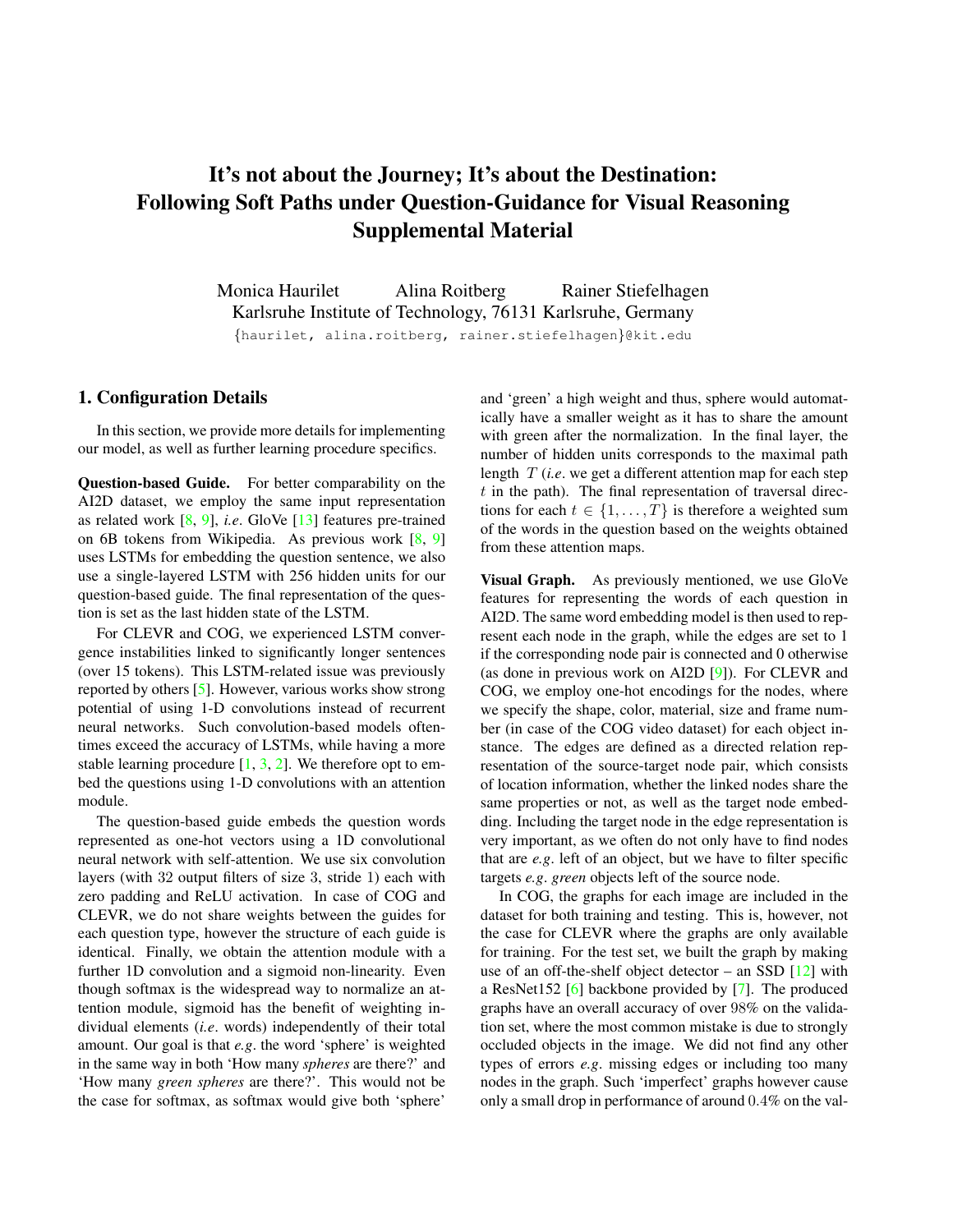# It's not about the Journey; It's about the Destination: Following Soft Paths under Question-Guidance for Visual Reasoning Supplemental Material

Monica Haurilet    Alina Roitberg    Rainer Stiefelhagen
Karlsruhe Institute of Technology, 76131 Karlsruhe, Germany
{haurilet, alina.roitberg, rainer.stiefelhagen}@kit.edu

## 1. Configuration Details

In this section, we provide more details for implementing our model, as well as further learning procedure specifics.

**Question-based Guide.** For better comparability on the AI2D dataset, we employ the same input representation as related work [8, 9], *i.e.* GloVe [13] features pre-trained on 6B tokens from Wikipedia. As previous work [8, 9] uses LSTMs for embedding the question sentence, we also use a single-layered LSTM with 256 hidden units for our question-based guide. The final representation of the question is set as the last hidden state of the LSTM.

For CLEVR and COG, we experienced LSTM convergence instabilities linked to significantly longer sentences (over 15 tokens). This LSTM-related issue was previously reported by others [5]. However, various works show strong potential of using 1-D convolutions instead of recurrent neural networks. Such convolution-based models oftentimes exceed the accuracy of LSTMs, while having a more stable learning procedure [1, 3, 2]. We therefore opt to embed the questions using 1-D convolutions with an attention module.

The question-based guide embeds the question words represented as one-hot vectors using a 1D convolutional neural network with self-attention. We use six convolution layers (with 32 output filters of size 3, stride 1) each with zero padding and ReLU activation. In case of COG and CLEVR, we do not share weights between the guides for each question type, however the structure of each guide is identical. Finally, we obtain the attention module with a further 1D convolution and a sigmoid non-linearity. Even though softmax is the widespread way to normalize an attention module, sigmoid has the benefit of weighting individual elements (*i.e.* words) independently of their total amount. Our goal is that *e.g.* the word 'sphere' is weighted in the same way in both 'How many *spheres* are there?' and 'How many *green spheres* are there?'. This would not be the case for softmax, as softmax would give both 'sphere' and 'green' a high weight and thus, sphere would automatically have a smaller weight as it has to share the amount with green after the normalization. In the final layer, the number of hidden units corresponds to the maximal path length $T$ (*i.e.* we get a different attention map for each step $t$ in the path). The final representation of traversal directions for each $t \in \{1, \dots, T\}$ is therefore a weighted sum of the words in the question based on the weights obtained from these attention maps.

**Visual Graph.** As previously mentioned, we use GloVe features for representing the words of each question in AI2D. The same word embedding model is then used to represent each node in the graph, while the edges are set to 1 if the corresponding node pair is connected and 0 otherwise (as done in previous work on AI2D [9]). For CLEVR and COG, we employ one-hot encodings for the nodes, where we specify the shape, color, material, size and frame number (in case of the COG video dataset) for each object instance. The edges are defined as a directed relation representation of the source-target node pair, which consists of location information, whether the linked nodes share the same properties or not, as well as the target node embedding. Including the target node in the edge representation is very important, as we often do not only have to find nodes that are *e.g.* left of an object, but we have to filter specific targets *e.g.* *green* objects left of the source node.

In COG, the graphs for each image are included in the dataset for both training and testing. This is, however, not the case for CLEVR where the graphs are only available for training. For the test set, we built the graph by making use of an off-the-shelf object detector – an SSD [12] with a ResNet152 [6] backbone provided by [7]. The produced graphs have an overall accuracy of over 98% on the validation set, where the most common mistake is due to strongly occluded objects in the image. We did not find any other types of errors *e.g.* missing edges or including too many nodes in the graph. Such 'imperfect' graphs however cause only a small drop in performance of around 0.4% on the val-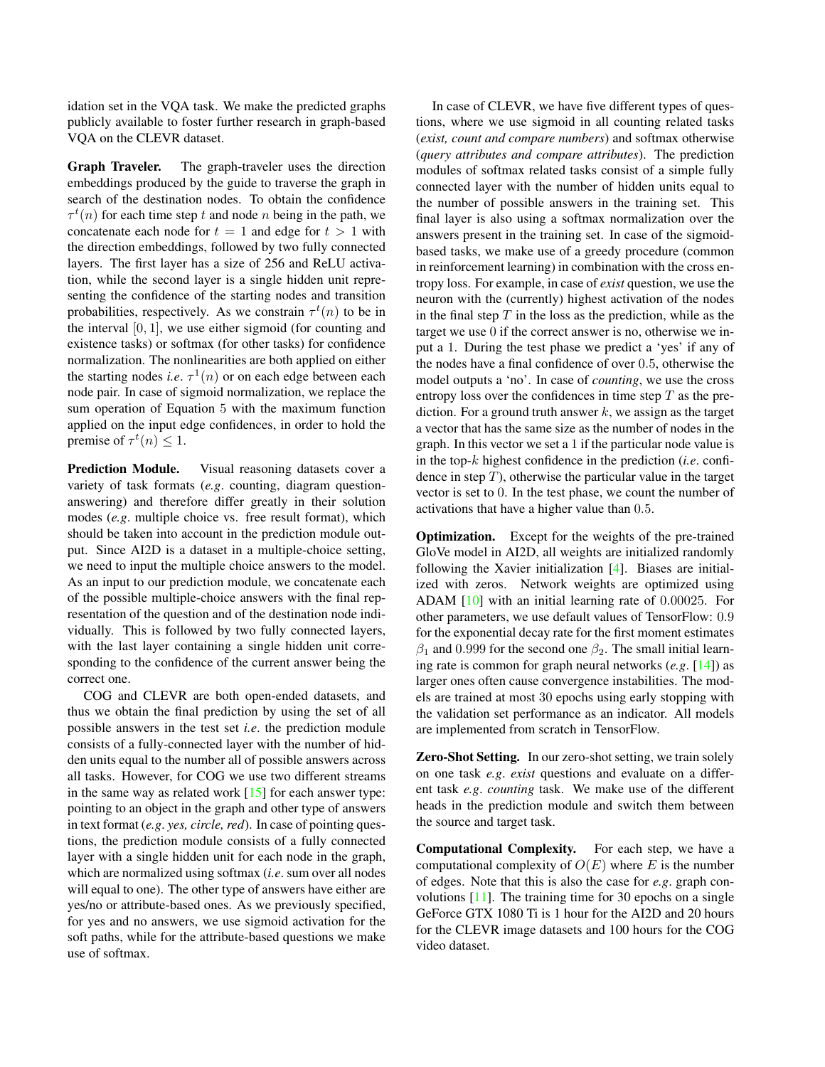idation set in the VQA task. We make the predicted graphs publicly available to foster further research in graph-based VQA on the CLEVR dataset.

**Graph Traveler.** The graph-traveler uses the direction embeddings produced by the guide to traverse the graph in search of the destination nodes. To obtain the confidence $\tau^t(n)$ for each time step $t$ and node $n$ being in the path, we concatenate each node for $t = 1$ and edge for $t > 1$ with the direction embeddings, followed by two fully connected layers. The first layer has a size of 256 and ReLU activation, while the second layer is a single hidden unit representing the confidence of the starting nodes and transition probabilities, respectively. As we constrain $\tau^t(n)$ to be in the interval $[0, 1]$, we use either sigmoid (for counting and existence tasks) or softmax (for other tasks) for confidence normalization. The nonlinearities are both applied on either the starting nodes *i.e.* $\tau^1(n)$ or on each edge between each node pair. In case of sigmoid normalization, we replace the sum operation of Equation 5 with the maximum function applied on the input edge confidences, in order to hold the premise of $\tau^t(n) \leq 1$.

**Prediction Module.** Visual reasoning datasets cover a variety of task formats (*e.g.* counting, diagram question-answering) and therefore differ greatly in their solution modes (*e.g.* multiple choice vs. free result format), which should be taken into account in the prediction module output. Since AI2D is a dataset in a multiple-choice setting, we need to input the multiple choice answers to the model. As an input to our prediction module, we concatenate each of the possible multiple-choice answers with the final representation of the question and of the destination node individually. This is followed by two fully connected layers, with the last layer containing a single hidden unit corresponding to the confidence of the current answer being the correct one.

COG and CLEVR are both open-ended datasets, and thus we obtain the final prediction by using the set of all possible answers in the test set *i.e.* the prediction module consists of a fully-connected layer with the number of hidden units equal to the number all of possible answers across all tasks. However, for COG we use two different streams in the same way as related work [15] for each answer type: pointing to an object in the graph and other type of answers in text format (*e.g. yes, circle, red*). In case of pointing questions, the prediction module consists of a fully connected layer with a single hidden unit for each node in the graph, which are normalized using softmax (*i.e.* sum over all nodes will equal to one). The other type of answers have either are yes/no or attribute-based ones. As we previously specified, for yes and no answers, we use sigmoid activation for the soft paths, while for the attribute-based questions we make use of softmax.

In case of CLEVR, we have five different types of questions, where we use sigmoid in all counting related tasks (*exist, count and compare numbers*) and softmax otherwise (*query attributes and compare attributes*). The prediction modules of softmax related tasks consist of a simple fully connected layer with the number of hidden units equal to the number of possible answers in the training set. This final layer is also using a softmax normalization over the answers present in the training set. In case of the sigmoid-based tasks, we make use of a greedy procedure (common in reinforcement learning) in combination with the cross entropy loss. For example, in case of *exist* question, we use the neuron with the (currently) highest activation of the nodes in the final step $T$ in the loss as the prediction, while as the target we use 0 if the correct answer is no, otherwise we input a 1. During the test phase we predict a 'yes' if any of the nodes have a final confidence of over 0.5, otherwise the model outputs a 'no'. In case of *counting*, we use the cross entropy loss over the confidences in time step $T$ as the prediction. For a ground truth answer $k$, we assign as the target a vector that has the same size as the number of nodes in the graph. In this vector we set a 1 if the particular node value is in the top-$k$ highest confidence in the prediction (*i.e.* confidence in step $T$), otherwise the particular value in the target vector is set to 0. In the test phase, we count the number of activations that have a higher value than 0.5.

**Optimization.** Except for the weights of the pre-trained GloVe model in AI2D, all weights are initialized randomly following the Xavier initialization [4]. Biases are initialized with zeros. Network weights are optimized using ADAM [10] with an initial learning rate of 0.00025. For other parameters, we use default values of TensorFlow: 0.9 for the exponential decay rate for the first moment estimates $\beta_1$ and 0.999 for the second one $\beta_2$. The small initial learning rate is common for graph neural networks (*e.g.* [14]) as larger ones often cause convergence instabilities. The models are trained at most 30 epochs using early stopping with the validation set performance as an indicator. All models are implemented from scratch in TensorFlow.

**Zero-Shot Setting.** In our zero-shot setting, we train solely on one task *e.g. exist* questions and evaluate on a different task *e.g. counting* task. We make use of the different heads in the prediction module and switch them between the source and target task.

**Computational Complexity.** For each step, we have a computational complexity of $O(E)$ where $E$ is the number of edges. Note that this is also the case for *e.g.* graph convolutions [11]. The training time for 30 epochs on a single GeForce GTX 1080 Ti is 1 hour for the AI2D and 20 hours for the CLEVR image datasets and 100 hours for the COG video dataset.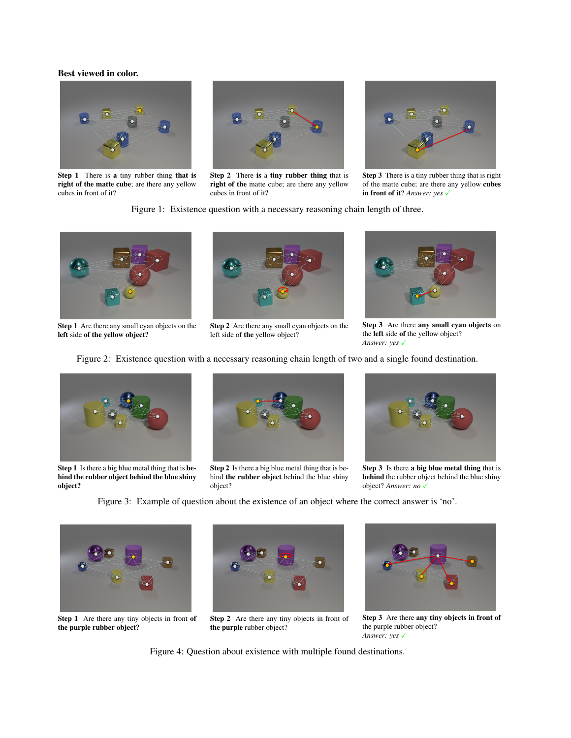**Best viewed in color.**

**Step 1** There is **a** tiny rubber thing **that is right of the matte cube**; are there any yellow cubes in front of it?

**Step 2** There **is** a **tiny rubber thing** that is **right of the** matte cube; are there any yellow cubes in front of it?

**Step 3** There is a tiny rubber thing that is right of the matte cube; are there any yellow **cubes in front of it**? *Answer: yes* ✓

Figure 1: Existence question with a necessary reasoning chain length of three.

**Step 1** Are there any small cyan objects on the **left** side **of the yellow object?**

**Step 2** Are there any small cyan objects on the left side of **the** yellow object?

**Step 3** Are there **any small cyan objects** on the **left** side **of** the yellow object?
*Answer: yes* ✓

Figure 2: Existence question with a necessary reasoning chain length of two and a single found destination.

**Step 1** Is there a big blue metal thing that is **behind the rubber object behind the blue shiny object?**

**Step 2** Is there a big blue metal thing that is behind **the rubber object** behind the blue shiny object?

**Step 3** Is there **a big blue metal thing** that is **behind** the rubber object behind the blue shiny object? *Answer: no* ✓

Figure 3: Example of question about the existence of an object where the correct answer is 'no'.

**Step 1** Are there any tiny objects in front **of the purple rubber object?**

**Step 2** Are there any tiny objects in front of **the purple** rubber object?

**Step 3** Are there **any tiny objects in front of** the purple rubber object?
*Answer: yes* ✓

Figure 4: Question about existence with multiple found destinations.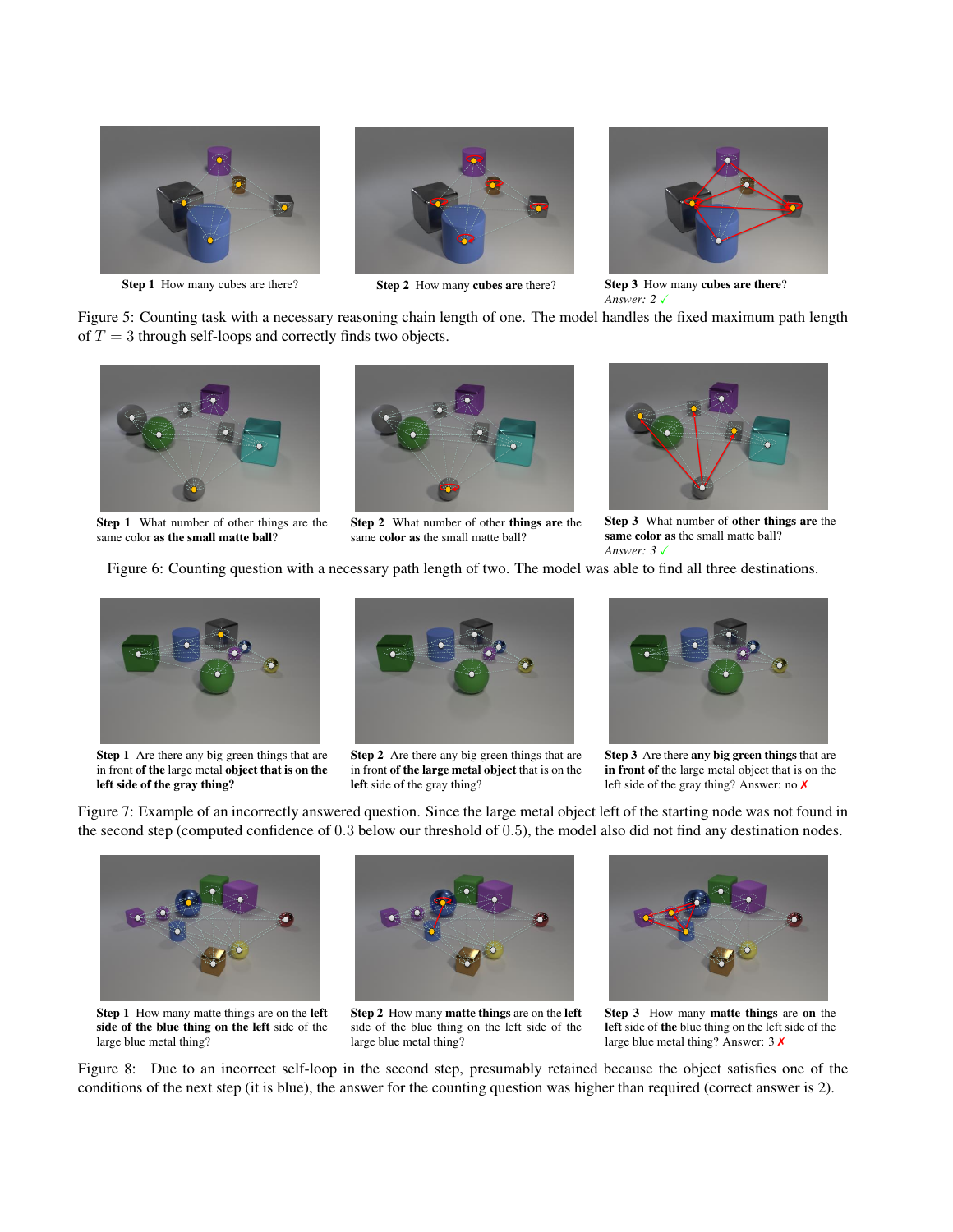**Step 1** How many cubes are there?

**Step 2** How many **cubes are** there?

**Step 3** How many **cubes are there**?
*Answer: 2* ✓

Figure 5: Counting task with a necessary reasoning chain length of one. The model handles the fixed maximum path length of $T = 3$ through self-loops and correctly finds two objects.

**Step 1** What number of other things are the same color **as the small matte ball**?

**Step 2** What number of other **things are** the same **color as** the small matte ball?

**Step 3** What number of **other things are** the **same color as** the small matte ball?
*Answer: 3* ✓

Figure 6: Counting question with a necessary path length of two. The model was able to find all three destinations.

**Step 1** Are there any big green things that are in front **of the** large metal **object that is on the left side of the gray thing?**

**Step 2** Are there any big green things that are in front **of the large metal object** that is on the **left** side of the gray thing?

**Step 3** Are there **any big green things** that are **in front of** the large metal object that is on the left side of the gray thing? Answer: no ✗

Figure 7: Example of an incorrectly answered question. Since the large metal object left of the starting node was not found in the second step (computed confidence of 0.3 below our threshold of 0.5), the model also did not find any destination nodes.

**Step 1** How many matte things are on the **left side of the blue thing on the left** side of the large blue metal thing?

**Step 2** How many **matte things** are on the **left** side of the blue thing on the left side of the large blue metal thing?

**Step 3** How many **matte things** are **on** the **left** side of **the** blue thing on the left side of the large blue metal thing? Answer: 3 ✗

Figure 8: Due to an incorrect self-loop in the second step, presumably retained because the object satisfies one of the conditions of the next step (it is blue), the answer for the counting question was higher than required (correct answer is 2).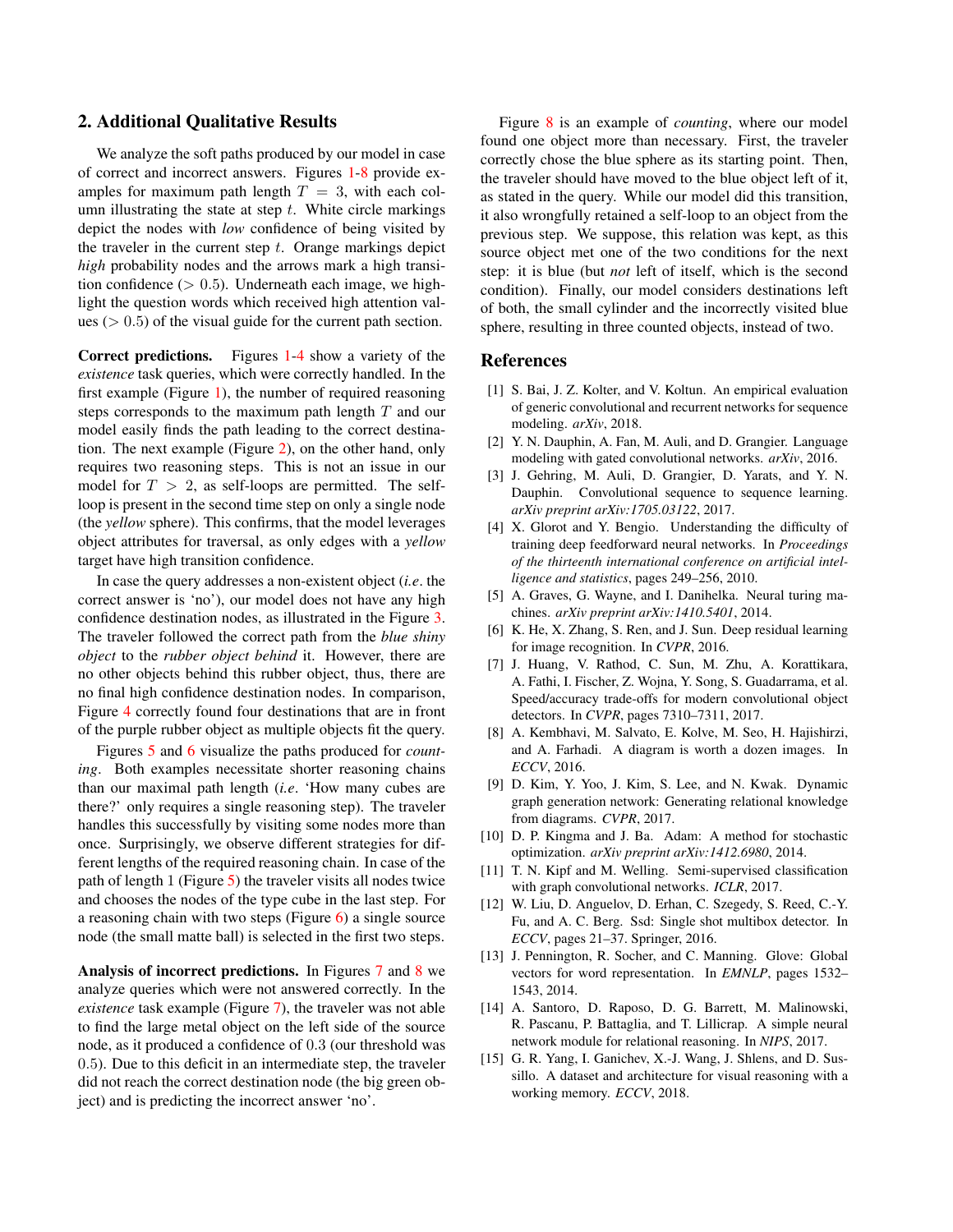## 2. Additional Qualitative Results

We analyze the soft paths produced by our model in case of correct and incorrect answers. Figures 1-8 provide examples for maximum path length $T = 3$, with each column illustrating the state at step $t$. White circle markings depict the nodes with *low* confidence of being visited by the traveler in the current step $t$. Orange markings depict *high* probability nodes and the arrows mark a high transition confidence ($> 0.5$). Underneath each image, we highlight the question words which received high attention values ($> 0.5$) of the visual guide for the current path section.

**Correct predictions.** Figures 1-4 show a variety of the *existence* task queries, which were correctly handled. In the first example (Figure 1), the number of required reasoning steps corresponds to the maximum path length $T$ and our model easily finds the path leading to the correct destination. The next example (Figure 2), on the other hand, only requires two reasoning steps. This is not an issue in our model for $T > 2$, as self-loops are permitted. The self-loop is present in the second time step on only a single node (the *yellow* sphere). This confirms, that the model leverages object attributes for traversal, as only edges with a *yellow* target have high transition confidence.

In case the query addresses a non-existent object (*i.e*. the correct answer is 'no'), our model does not have any high confidence destination nodes, as illustrated in the Figure 3. The traveler followed the correct path from the *blue shiny object* to the *rubber object behind* it. However, there are no other objects behind this rubber object, thus, there are no final high confidence destination nodes. In comparison, Figure 4 correctly found four destinations that are in front of the purple rubber object as multiple objects fit the query.

Figures 5 and 6 visualize the paths produced for *counting*. Both examples necessitate shorter reasoning chains than our maximal path length (*i.e*. 'How many cubes are there?' only requires a single reasoning step). The traveler handles this successfully by visiting some nodes more than once. Surprisingly, we observe different strategies for different lengths of the required reasoning chain. In case of the path of length 1 (Figure 5) the traveler visits all nodes twice and chooses the nodes of the type cube in the last step. For a reasoning chain with two steps (Figure 6) a single source node (the small matte ball) is selected in the first two steps.

**Analysis of incorrect predictions.** In Figures 7 and 8 we analyze queries which were not answered correctly. In the *existence* task example (Figure 7), the traveler was not able to find the large metal object on the left side of the source node, as it produced a confidence of $0.3$ (our threshold was $0.5$). Due to this deficit in an intermediate step, the traveler did not reach the correct destination node (the big green object) and is predicting the incorrect answer 'no'.

Figure 8 is an example of *counting*, where our model found one object more than necessary. First, the traveler correctly chose the blue sphere as its starting point. Then, the traveler should have moved to the blue object left of it, as stated in the query. While our model did this transition, it also wrongfully retained a self-loop to an object from the previous step. We suppose, this relation was kept, as this source object met one of the two conditions for the next step: it is blue (but *not* left of itself, which is the second condition). Finally, our model considers destinations left of both, the small cylinder and the incorrectly visited blue sphere, resulting in three counted objects, instead of two.

## References

[1] S. Bai, J. Z. Kolter, and V. Koltun. An empirical evaluation of generic convolutional and recurrent networks for sequence modeling. *arXiv*, 2018.

[2] Y. N. Dauphin, A. Fan, M. Auli, and D. Grangier. Language modeling with gated convolutional networks. *arXiv*, 2016.

[3] J. Gehring, M. Auli, D. Grangier, D. Yarats, and Y. N. Dauphin. Convolutional sequence to sequence learning. *arXiv preprint arXiv:1705.03122*, 2017.

[4] X. Glorot and Y. Bengio. Understanding the difficulty of training deep feedforward neural networks. In *Proceedings of the thirteenth international conference on artificial intelligence and statistics*, pages 249–256, 2010.

[5] A. Graves, G. Wayne, and I. Danihelka. Neural turing machines. *arXiv preprint arXiv:1410.5401*, 2014.

[6] K. He, X. Zhang, S. Ren, and J. Sun. Deep residual learning for image recognition. In *CVPR*, 2016.

[7] J. Huang, V. Rathod, C. Sun, M. Zhu, A. Korattikara, A. Fathi, I. Fischer, Z. Wojna, Y. Song, S. Guadarrama, et al. Speed/accuracy trade-offs for modern convolutional object detectors. In *CVPR*, pages 7310–7311, 2017.

[8] A. Kembhavi, M. Salvato, E. Kolve, M. Seo, H. Hajishirzi, and A. Farhadi. A diagram is worth a dozen images. In *ECCV*, 2016.

[9] D. Kim, Y. Yoo, J. Kim, S. Lee, and N. Kwak. Dynamic graph generation network: Generating relational knowledge from diagrams. *CVPR*, 2017.

[10] D. P. Kingma and J. Ba. Adam: A method for stochastic optimization. *arXiv preprint arXiv:1412.6980*, 2014.

[11] T. N. Kipf and M. Welling. Semi-supervised classification with graph convolutional networks. *ICLR*, 2017.

[12] W. Liu, D. Anguelov, D. Erhan, C. Szegedy, S. Reed, C.-Y. Fu, and A. C. Berg. Ssd: Single shot multibox detector. In *ECCV*, pages 21–37. Springer, 2016.

[13] J. Pennington, R. Socher, and C. Manning. Glove: Global vectors for word representation. In *EMNLP*, pages 1532–1543, 2014.

[14] A. Santoro, D. Raposo, D. G. Barrett, M. Malinowski, R. Pascanu, P. Battaglia, and T. Lillicrap. A simple neural network module for relational reasoning. In *NIPS*, 2017.

[15] G. R. Yang, I. Ganichev, X.-J. Wang, J. Shlens, and D. Sussillo. A dataset and architecture for visual reasoning with a working memory. *ECCV*, 2018.